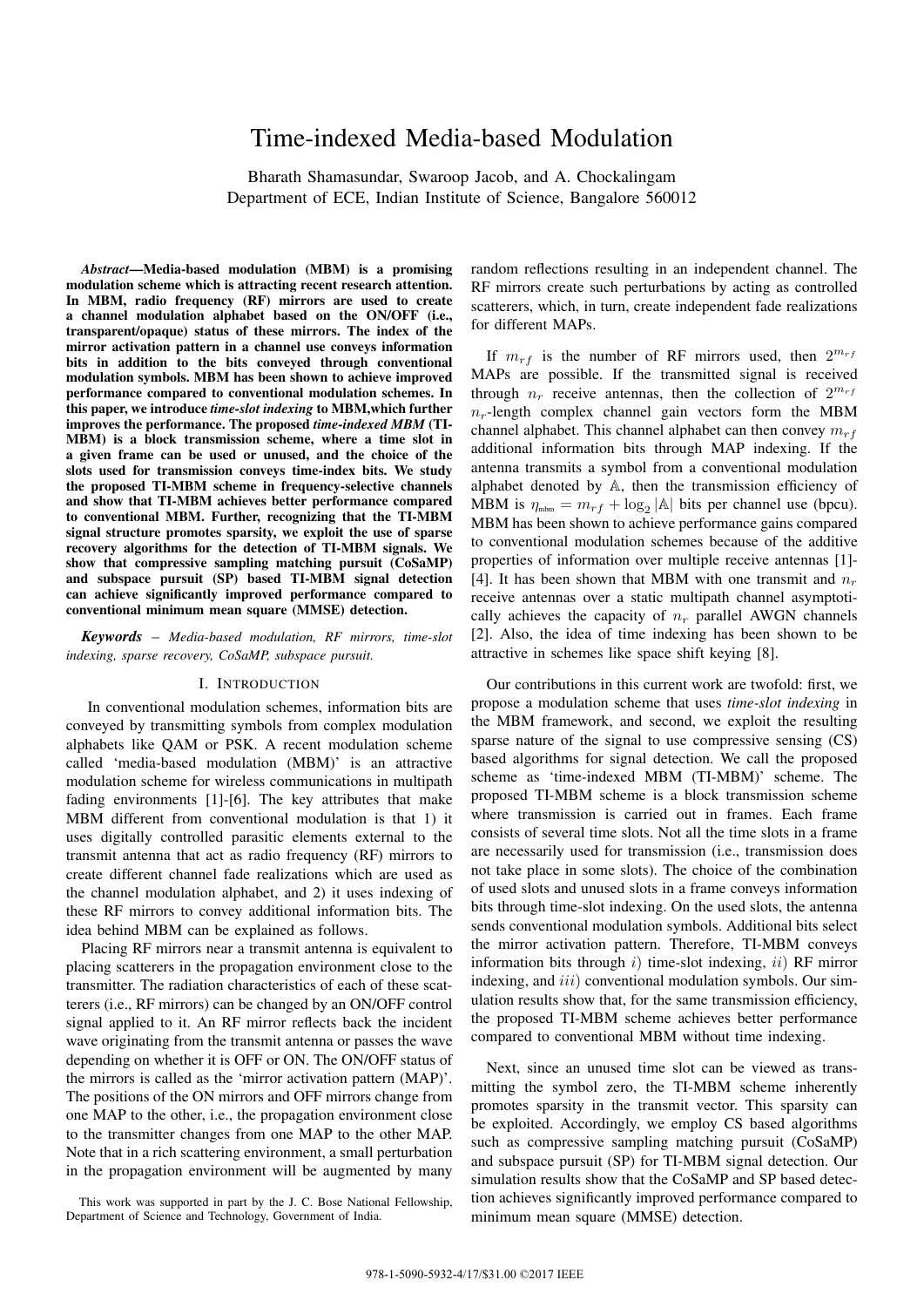# Time-indexed Media-based Modulation

Bharath Shamasundar, Swaroop Jacob, and A. Chockalingam
Department of ECE, Indian Institute of Science, Bangalore 560012

***Abstract*—Media-based modulation (MBM) is a promising modulation scheme which is attracting recent research attention. In MBM, radio frequency (RF) mirrors are used to create a channel modulation alphabet based on the ON/OFF (i.e., transparent/opaque) status of these mirrors. The index of the mirror activation pattern in a channel use conveys information bits in addition to the bits conveyed through conventional modulation symbols. MBM has been shown to achieve improved performance compared to conventional modulation schemes. In this paper, we introduce *time-slot indexing* to MBM,which further improves the performance. The proposed *time-indexed MBM* (TI-MBM) is a block transmission scheme, where a time slot in a given frame can be used or unused, and the choice of the slots used for transmission conveys time-index bits. We study the proposed TI-MBM scheme in frequency-selective channels and show that TI-MBM achieves better performance compared to conventional MBM. Further, recognizing that the TI-MBM signal structure promotes sparsity, we exploit the use of sparse recovery algorithms for the detection of TI-MBM signals. We show that compressive sampling matching pursuit (CoSaMP) and subspace pursuit (SP) based TI-MBM signal detection can achieve significantly improved performance compared to conventional minimum mean square (MMSE) detection.**

***Keywords*** – *Media-based modulation, RF mirrors, time-slot indexing, sparse recovery, CoSaMP, subspace pursuit.*

## I. Introduction

In conventional modulation schemes, information bits are conveyed by transmitting symbols from complex modulation alphabets like QAM or PSK. A recent modulation scheme called 'media-based modulation (MBM)' is an attractive modulation scheme for wireless communications in multipath fading environments [1]-[6]. The key attributes that make MBM different from conventional modulation is that 1) it uses digitally controlled parasitic elements external to the transmit antenna that act as radio frequency (RF) mirrors to create different channel fade realizations which are used as the channel modulation alphabet, and 2) it uses indexing of these RF mirrors to convey additional information bits. The idea behind MBM can be explained as follows.

Placing RF mirrors near a transmit antenna is equivalent to placing scatterers in the propagation environment close to the transmitter. The radiation characteristics of each of these scatterers (i.e., RF mirrors) can be changed by an ON/OFF control signal applied to it. An RF mirror reflects back the incident wave originating from the transmit antenna or passes the wave depending on whether it is OFF or ON. The ON/OFF status of the mirrors is called as the 'mirror activation pattern (MAP)'. The positions of the ON mirrors and OFF mirrors change from one MAP to the other, i.e., the propagation environment close to the transmitter changes from one MAP to the other MAP. Note that in a rich scattering environment, a small perturbation in the propagation environment will be augmented by many random reflections resulting in an independent channel. The RF mirrors create such perturbations by acting as controlled scatterers, which, in turn, create independent fade realizations for different MAPs.

If $m_{rf}$ is the number of RF mirrors used, then $2^{m_{rf}}$ MAPs are possible. If the transmitted signal is received through $n_r$ receive antennas, then the collection of $2^{m_{rf}}$ $n_r$-length complex channel gain vectors form the MBM channel alphabet. This channel alphabet can then convey $m_{rf}$ additional information bits through MAP indexing. If the antenna transmits a symbol from a conventional modulation alphabet denoted by $\mathbb{A}$, then the transmission efficiency of MBM is $\eta_{\text{mbm}} = m_{rf} + \log_2 |\mathbb{A}|$ bits per channel use (bpcu). MBM has been shown to achieve performance gains compared to conventional modulation schemes because of the additive properties of information over multiple receive antennas [1]-[4]. It has been shown that MBM with one transmit and $n_r$ receive antennas over a static multipath channel asymptotically achieves the capacity of $n_r$ parallel AWGN channels [2]. Also, the idea of time indexing has been shown to be attractive in schemes like space shift keying [8].

Our contributions in this current work are twofold: first, we propose a modulation scheme that uses *time-slot indexing* in the MBM framework, and second, we exploit the resulting sparse nature of the signal to use compressive sensing (CS) based algorithms for signal detection. We call the proposed scheme as 'time-indexed MBM (TI-MBM)' scheme. The proposed TI-MBM scheme is a block transmission scheme where transmission is carried out in frames. Each frame consists of several time slots. Not all the time slots in a frame are necessarily used for transmission (i.e., transmission does not take place in some slots). The choice of the combination of used slots and unused slots in a frame conveys information bits through time-slot indexing. On the used slots, the antenna sends conventional modulation symbols. Additional bits select the mirror activation pattern. Therefore, TI-MBM conveys information bits through $i)$ time-slot indexing, $ii)$ RF mirror indexing, and $iii)$ conventional modulation symbols. Our simulation results show that, for the same transmission efficiency, the proposed TI-MBM scheme achieves better performance compared to conventional MBM without time indexing.

Next, since an unused time slot can be viewed as transmitting the symbol zero, the TI-MBM scheme inherently promotes sparsity in the transmit vector. This sparsity can be exploited. Accordingly, we employ CS based algorithms such as compressive sampling matching pursuit (CoSaMP) and subspace pursuit (SP) for TI-MBM signal detection. Our simulation results show that the CoSaMP and SP based detection achieves significantly improved performance compared to minimum mean square (MMSE) detection.

This work was supported in part by the J. C. Bose National Fellowship, Department of Science and Technology, Government of India.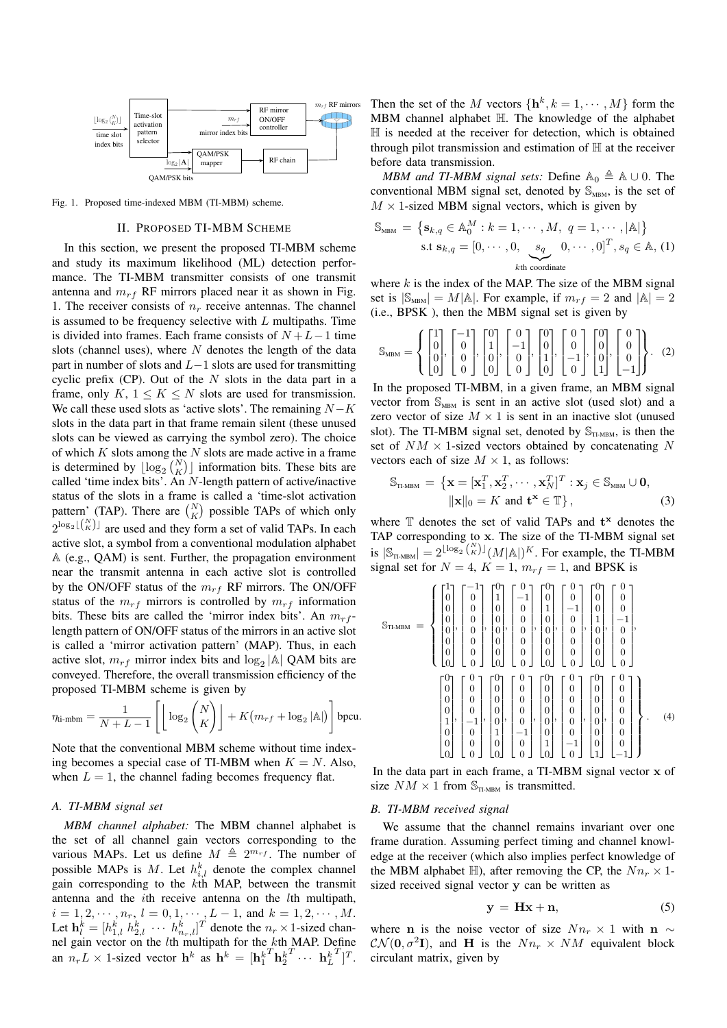Fig. 1. Proposed time-indexed MBM (TI-MBM) scheme.

## II. Proposed TI-MBM Scheme

In this section, we present the proposed TI-MBM scheme and study its maximum likelihood (ML) detection performance. The TI-MBM transmitter consists of one transmit antenna and $m_{rf}$ RF mirrors placed near it as shown in Fig. 1. The receiver consists of $n_r$ receive antennas. The channel is assumed to be frequency selective with $L$ multipaths. Time is divided into frames. Each frame consists of $N+L-1$ time slots (channel uses), where $N$ denotes the length of the data part in number of slots and $L-1$ slots are used for transmitting cyclic prefix (CP). Out of the $N$ slots in the data part in a frame, only $K$, $1 \leq K \leq N$ slots are used for transmission. We call these used slots as 'active slots'. The remaining $N-K$ slots in the data part in that frame remain silent (these unused slots can be viewed as carrying the symbol zero). The choice of which $K$ slots among the $N$ slots are made active in a frame is determined by $\lfloor \log_2 \binom{N}{K} \rfloor$ information bits. These bits are called 'time index bits'. An $N$-length pattern of active/inactive status of the slots in a frame is called a 'time-slot activation pattern' (TAP). There are $\binom{N}{K}$ possible TAPs of which only $2^{\log_2 \lfloor \binom{N}{K} \rfloor}$ are used and they form a set of valid TAPs. In each active slot, a symbol from a conventional modulation alphabet $\mathbb{A}$ (e.g., QAM) is sent. Further, the propagation environment near the transmit antenna in each active slot is controlled by the ON/OFF status of the $m_{rf}$ RF mirrors. The ON/OFF status of the $m_{rf}$ mirrors is controlled by $m_{rf}$ information bits. These bits are called the 'mirror index bits'. An $m_{rf}$-length pattern of ON/OFF status of the mirrors in an active slot is called a 'mirror activation pattern' (MAP). Thus, in each active slot, $m_{rf}$ mirror index bits and $\log_2 |\mathbb{A}|$ QAM bits are conveyed. Therefore, the overall transmission efficiency of the proposed TI-MBM scheme is given by

$$\eta_{\text{ti-mbm}} = \frac{1}{N+L-1}\left[\left\lfloor \log_2 \binom{N}{K} \right\rfloor + K\big(m_{rf} + \log_2 |\mathbb{A}|\big)\right] \text{bpcu}.$$

Note that the conventional MBM scheme without time indexing becomes a special case of TI-MBM when $K=N$. Also, when $L=1$, the channel fading becomes frequency flat.

### A. TI-MBM signal set

*MBM channel alphabet:* The MBM channel alphabet is the set of all channel gain vectors corresponding to the various MAPs. Let us define $M \triangleq 2^{m_{rf}}$. The number of possible MAPs is $M$. Let $h_{i,l}^k$ denote the complex channel gain corresponding to the $k$th MAP, between the transmit antenna and the $i$th receive antenna on the $l$th multipath, $i = 1, 2, \cdots, n_r$, $l = 0, 1, \cdots, L-1$, and $k = 1, 2, \cdots, M$. Let $\mathbf{h}_l^k = [h_{1,l}^k \ h_{2,l}^k \ \cdots \ h_{n_r,l}^k]^T$ denote the $n_r \times 1$-sized channel gain vector on the $l$th multipath for the $k$th MAP. Define an $n_rL \times 1$-sized vector $\mathbf{h}^k$ as $\mathbf{h}^k = [{\mathbf{h}_1^k}^T {\mathbf{h}_2^k}^T \cdots \ {\mathbf{h}_L^k}^T]^T$. Then the set of the $M$ vectors $\{\mathbf{h}^k, k = 1, \cdots, M\}$ form the MBM channel alphabet $\mathbb{H}$. The knowledge of the alphabet $\mathbb{H}$ is needed at the receiver for detection, which is obtained through pilot transmission and estimation of $\mathbb{H}$ at the receiver before data transmission.

*MBM and TI-MBM signal sets:* Define $\mathbb{A}_0 \triangleq \mathbb{A} \cup 0$. The conventional MBM signal set, denoted by $\mathbb{S}_{\text{MBM}}$, is the set of $M \times 1$-sized MBM signal vectors, which is given by

$$\mathbb{S}_{\text{MBM}} = \big\{\mathbf{s}_{k,q} \in \mathbb{A}_0^M : k = 1, \cdots, M, \ q = 1, \cdots, |\mathbb{A}|\big\} \quad \text{s.t } \mathbf{s}_{k,q} = [0, \cdots, 0, \underbrace{s_q}_{k\text{th coordinate}} 0, \cdots, 0]^T, s_q \in \mathbb{A}, \tag{1}$$

where $k$ is the index of the MAP. The size of the MBM signal set is $|\mathbb{S}_{\text{MBM}}| = M|\mathbb{A}|$. For example, if $m_{rf} = 2$ and $|\mathbb{A}| = 2$ (i.e., BPSK ), then the MBM signal set is given by

$$\mathbb{S}_{\text{MBM}} = \left\{ \begin{bmatrix}1\\0\\0\\0\end{bmatrix}, \begin{bmatrix}-1\\0\\0\\0\end{bmatrix}, \begin{bmatrix}0\\1\\0\\0\end{bmatrix}, \begin{bmatrix}0\\-1\\0\\0\end{bmatrix}, \begin{bmatrix}0\\0\\1\\0\end{bmatrix}, \begin{bmatrix}0\\0\\-1\\0\end{bmatrix}, \begin{bmatrix}0\\0\\0\\1\end{bmatrix}, \begin{bmatrix}0\\0\\0\\-1\end{bmatrix} \right\}. \tag{2}$$

In the proposed TI-MBM, in a given frame, an MBM signal vector from $\mathbb{S}_{\text{MBM}}$ is sent in an active slot (used slot) and a zero vector of size $M \times 1$ is sent in an inactive slot (unused slot). The TI-MBM signal set, denoted by $\mathbb{S}_{\text{TI-MBM}}$, is then the set of $NM \times 1$-sized vectors obtained by concatenating $N$ vectors each of size $M \times 1$, as follows:

$$\mathbb{S}_{\text{TI-MBM}} = \big\{\mathbf{x} = [\mathbf{x}_1^T, \mathbf{x}_2^T, \cdots, \mathbf{x}_N^T]^T : \mathbf{x}_j \in \mathbb{S}_{\text{MBM}} \cup \mathbf{0}, \ \|\mathbf{x}\|_0 = K \text{ and } \mathbf{t}^{\mathbf{x}} \in \mathbb{T}\big\}, \tag{3}$$

where $\mathbb{T}$ denotes the set of valid TAPs and $\mathbf{t}^{\mathbf{x}}$ denotes the TAP corresponding to $\mathbf{x}$. The size of the TI-MBM signal set is $|\mathbb{S}_{\text{TI-MBM}}| = 2^{\lfloor \log_2 \binom{N}{K} \rfloor}(M|\mathbb{A}|)^K$. For example, the TI-MBM signal set for $N=4$, $K=1$, $m_{rf}=1$, and BPSK is

$$\mathbb{S}_{\text{TI-MBM}} = \left\{ \begin{bmatrix}1\\0\\0\\0\\0\\0\\0\\0\end{bmatrix}, \begin{bmatrix}-1\\0\\0\\0\\0\\0\\0\\0\end{bmatrix}, \begin{bmatrix}0\\1\\0\\0\\0\\0\\0\\0\end{bmatrix}, \begin{bmatrix}0\\-1\\0\\0\\0\\0\\0\\0\end{bmatrix}, \begin{bmatrix}0\\0\\1\\0\\0\\0\\0\\0\end{bmatrix}, \begin{bmatrix}0\\0\\-1\\0\\0\\0\\0\\0\end{bmatrix}, \begin{bmatrix}0\\0\\0\\1\\0\\0\\0\\0\end{bmatrix}, \begin{bmatrix}0\\0\\0\\-1\\0\\0\\0\\0\end{bmatrix}, \begin{bmatrix}0\\0\\0\\0\\1\\0\\0\\0\end{bmatrix}, \begin{bmatrix}0\\0\\0\\0\\-1\\0\\0\\0\end{bmatrix}, \begin{bmatrix}0\\0\\0\\0\\0\\1\\0\\0\end{bmatrix}, \begin{bmatrix}0\\0\\0\\0\\0\\-1\\0\\0\end{bmatrix}, \begin{bmatrix}0\\0\\0\\0\\0\\0\\1\\0\end{bmatrix}, \begin{bmatrix}0\\0\\0\\0\\0\\0\\-1\\0\end{bmatrix}, \begin{bmatrix}0\\0\\0\\0\\0\\0\\0\\1\end{bmatrix}, \begin{bmatrix}0\\0\\0\\0\\0\\0\\0\\-1\end{bmatrix} \right\}. \tag{4}$$

In the data part in each frame, a TI-MBM signal vector $\mathbf{x}$ of size $NM \times 1$ from $\mathbb{S}_{\text{TI-MBM}}$ is transmitted.

### B. TI-MBM received signal

We assume that the channel remains invariant over one frame duration. Assuming perfect timing and channel knowledge at the receiver (which also implies perfect knowledge of the MBM alphabet $\mathbb{H}$), after removing the CP, the $Nn_r \times 1$-sized received signal vector $\mathbf{y}$ can be written as

$$\mathbf{y} = \mathbf{H}\mathbf{x} + \mathbf{n}, \tag{5}$$

where $\mathbf{n}$ is the noise vector of size $Nn_r \times 1$ with $\mathbf{n} \sim \mathcal{CN}(\mathbf{0}, \sigma^2\mathbf{I})$, and $\mathbf{H}$ is the $Nn_r \times NM$ equivalent block circulant matrix, given by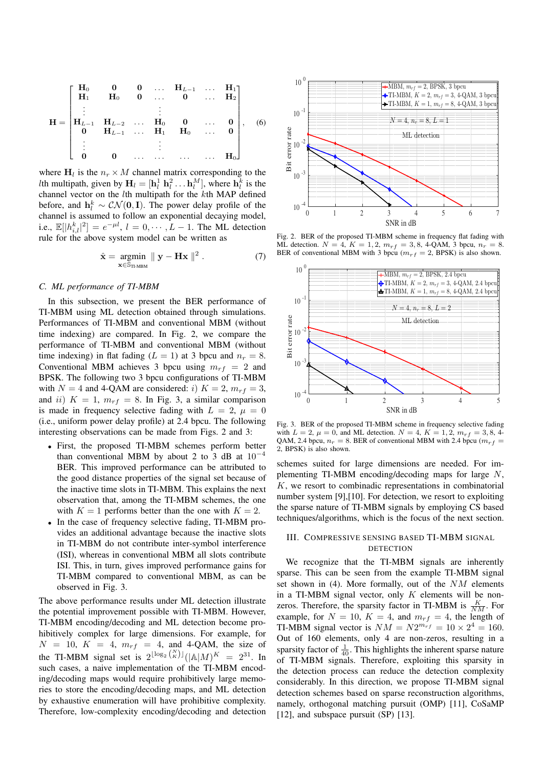$$
\mathbf{H} = \begin{bmatrix} \mathbf{H}_0 & \mathbf{0} & \mathbf{0} & \dots & \mathbf{H}_{L-1} & \dots & \mathbf{H}_1 \\ \mathbf{H}_1 & \mathbf{H}_0 & \mathbf{0} & \dots & \mathbf{0} & \dots & \mathbf{H}_2 \\ \vdots & & & \vdots & & & \\ \mathbf{H}_{L-1} & \mathbf{H}_{L-2} & \dots & \mathbf{H}_0 & \mathbf{0} & \dots & \mathbf{0} \\ \mathbf{0} & \mathbf{H}_{L-1} & \dots & \mathbf{H}_1 & \mathbf{H}_0 & \dots & \mathbf{0} \\ \vdots & & & \vdots & & & \\ \mathbf{0} & \mathbf{0} & \dots & \dots & \dots & \dots & \mathbf{H}_0 \end{bmatrix}, \quad (6)
$$

where $\mathbf{H}_l$ is the $n_r \times M$ channel matrix corresponding to the $l$th multipath, given by $\mathbf{H}_l = [\mathbf{h}_l^1 \ \mathbf{h}_l^2 \dots \mathbf{h}_l^M]$, where $\mathbf{h}_l^k$ is the channel vector on the $l$th multipath for the $k$th MAP defined before, and $\mathbf{h}_l^k \sim \mathcal{CN}(\mathbf{0}, \mathbf{I})$. The power delay profile of the channel is assumed to follow an exponential decaying model, i.e., $\mathbb{E}[|h_{i,l}^k|^2] = e^{-\mu l}$, $l = 0, \cdots, L-1$. The ML detection rule for the above system model can be written as

$$
\hat{\mathbf{x}} = \underset{\mathbf{x} \in \mathbb{S}_{\text{TI-MBM}}}{\operatorname{argmin}} \parallel \mathbf{y} - \mathbf{H}\mathbf{x} \parallel^2 . \quad (7)
$$

### C. ML performance of TI-MBM

In this subsection, we present the BER performance of TI-MBM using ML detection obtained through simulations. Performances of TI-MBM and conventional MBM (without time indexing) are compared. In Fig. 2, we compare the performance of TI-MBM and conventional MBM (without time indexing) in flat fading ($L = 1$) at 3 bpcu and $n_r = 8$. Conventional MBM achieves 3 bpcu using $m_{rf} = 2$ and BPSK. The following two 3 bpcu configurations of TI-MBM with $N = 4$ and 4-QAM are considered: $i)$ $K = 2$, $m_{rf} = 3$, and $ii)$ $K = 1$, $m_{rf} = 8$. In Fig. 3, a similar comparison is made in frequency selective fading with $L = 2$, $\mu = 0$ (i.e., uniform power delay profile) at 2.4 bpcu. The following interesting observations can be made from Figs. 2 and 3:

- First, the proposed TI-MBM schemes perform better than conventional MBM by about 2 to 3 dB at $10^{-4}$ BER. This improved performance can be attributed to the good distance properties of the signal set because of the inactive time slots in TI-MBM. This explains the next observation that, among the TI-MBM schemes, the one with $K = 1$ performs better than the one with $K = 2$.
- In the case of frequency selective fading, TI-MBM provides an additional advantage because the inactive slots in TI-MBM do not contribute inter-symbol interference (ISI), whereas in conventional MBM all slots contribute ISI. This, in turn, gives improved performance gains for TI-MBM compared to conventional MBM, as can be observed in Fig. 3.

The above performance results under ML detection illustrate the potential improvement possible with TI-MBM. However, TI-MBM encoding/decoding and ML detection become prohibitively complex for large dimensions. For example, for $N = 10$, $K = 4$, $m_{rf} = 4$, and 4-QAM, the size of the TI-MBM signal set is $2^{\lfloor \log_2 \binom{N}{K} \rfloor} (|\mathbb{A}|M)^K = 2^{31}$. In such cases, a naive implementation of the TI-MBM encoding/decoding maps would require prohibitively large memories to store the encoding/decoding maps, and ML detection by exhaustive enumeration will have prohibitive complexity. Therefore, low-complexity encoding/decoding and detection schemes suited for large dimensions are needed. For implementing TI-MBM encoding/decoding maps for large $N$, $K$, we resort to combinadic representations in combinatorial number system [9],[10]. For detection, we resort to exploiting the sparse nature of TI-MBM signals by employing CS based techniques/algorithms, which is the focus of the next section.

Fig. 2. BER of the proposed TI-MBM scheme in frequency flat fading with ML detection. $N = 4$, $K = 1, 2$, $m_{rf} = 3, 8$, 4-QAM, 3 bpcu, $n_r = 8$. BER of conventional MBM with 3 bpcu ($m_{rf} = 2$, BPSK) is also shown.

Fig. 3. BER of the proposed TI-MBM scheme in frequency selective fading with $L = 2$, $\mu = 0$, and ML detection. $N = 4$, $K = 1, 2$, $m_{rf} = 3, 8$, 4-QAM, 2.4 bpcu, $n_r = 8$. BER of conventional MBM with 2.4 bpcu ($m_{rf} = 2$, BPSK) is also shown.

## III. Compressive Sensing Based TI-MBM Signal Detection

We recognize that the TI-MBM signals are inherently sparse. This can be seen from the example TI-MBM signal set shown in (4). More formally, out of the $NM$ elements in a TI-MBM signal vector, only $K$ elements will be non-zeros. Therefore, the sparsity factor in TI-MBM is $\frac{K}{NM}$. For example, for $N = 10$, $K = 4$, and $m_{rf} = 4$, the length of TI-MBM signal vector is $NM = N2^{m_{rf}} = 10 \times 2^4 = 160$. Out of 160 elements, only 4 are non-zeros, resulting in a sparsity factor of $\frac{1}{40}$. This highlights the inherent sparse nature of TI-MBM signals. Therefore, exploiting this sparsity in the detection process can reduce the detection complexity considerably. In this direction, we propose TI-MBM signal detection schemes based on sparse reconstruction algorithms, namely, orthogonal matching pursuit (OMP) [11], CoSaMP [12], and subspace pursuit (SP) [13].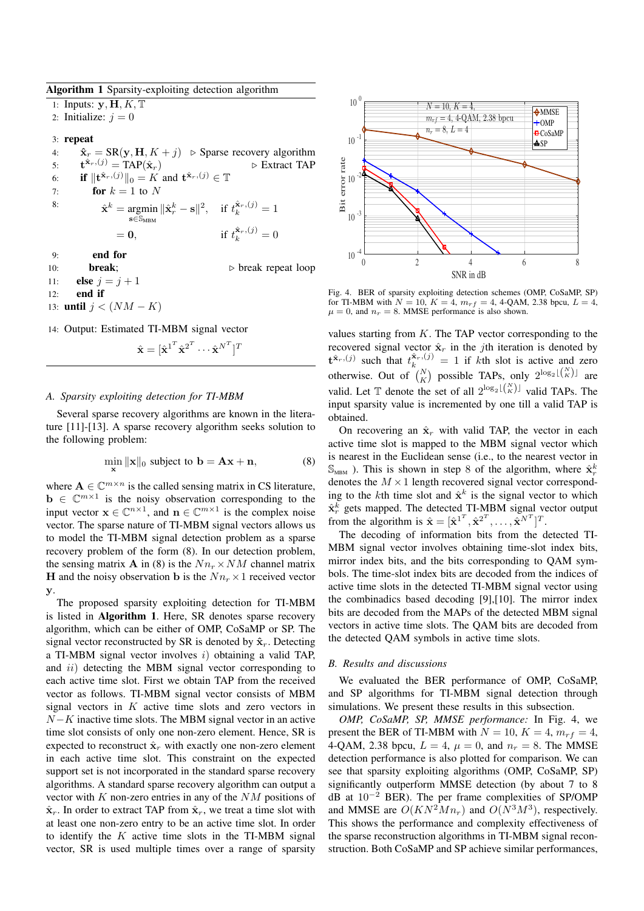**Algorithm 1** Sparsity-exploiting detection algorithm

1: Inputs: $\mathbf{y}, \mathbf{H}, K, \mathbb{T}$
2: Initialize: $j = 0$
3: **repeat**
4: $\quad\hat{\mathbf{x}}_r = \text{SR}(\mathbf{y}, \mathbf{H}, K + j)$ ▷ Sparse recovery algorithm
5: $\quad\mathbf{t}^{\hat{\mathbf{x}}_r,(j)} = \text{TAP}(\hat{\mathbf{x}}_r)$ ▷ Extract TAP
6: $\quad$**if** $\|\mathbf{t}^{\hat{\mathbf{x}}_r,(j)}\|_0 = K$ and $\mathbf{t}^{\hat{\mathbf{x}}_r,(j)} \in \mathbb{T}$
7: $\quad\quad$**for** $k = 1$ to $N$
8: 
$$\hat{\mathbf{x}}^k = \underset{\mathbf{s} \in \mathbb{S}_{\text{MBM}}}{\text{argmin}} \|\hat{\mathbf{x}}_r^k - \mathbf{s}\|^2, \quad \text{if } t_k^{\hat{\mathbf{x}}_r,(j)} = 1$$
$$= \mathbf{0}, \quad \text{if } t_k^{\hat{\mathbf{x}}_r,(j)} = 0$$
9: $\quad\quad$**end for**
10: $\quad\quad$**break**; ▷ break repeat loop
11: $\quad$**else** $j = j + 1$
12: $\quad$**end if**
13: **until** $j < (NM - K)$
14: Output: Estimated TI-MBM signal vector
$$\hat{\mathbf{x}} = [\hat{\mathbf{x}}^{1^T} \hat{\mathbf{x}}^{2^T} \cdots \hat{\mathbf{x}}^{N^T}]^T$$

### A. Sparsity exploiting detection for TI-MBM

Several sparse recovery algorithms are known in the literature [11]-[13]. A sparse recovery algorithm seeks solution to the following problem:

$$\min_{\mathbf{x}} \|\mathbf{x}\|_0 \text{ subject to } \mathbf{b} = \mathbf{A}\mathbf{x} + \mathbf{n}, \tag{8}$$

where $\mathbf{A} \in \mathbb{C}^{m \times n}$ is the called sensing matrix in CS literature, $\mathbf{b} \in \mathbb{C}^{m \times 1}$ is the noisy observation corresponding to the input vector $\mathbf{x} \in \mathbb{C}^{n \times 1}$, and $\mathbf{n} \in \mathbb{C}^{m \times 1}$ is the complex noise vector. The sparse nature of TI-MBM signal vectors allows us to model the TI-MBM signal detection problem as a sparse recovery problem of the form (8). In our detection problem, the sensing matrix $\mathbf{A}$ in (8) is the $Nn_r \times NM$ channel matrix $\mathbf{H}$ and the noisy observation $\mathbf{b}$ is the $Nn_r \times 1$ received vector $\mathbf{y}$.

The proposed sparsity exploiting detection for TI-MBM is listed in **Algorithm 1**. Here, SR denotes sparse recovery algorithm, which can be either of OMP, CoSaMP or SP. The signal vector reconstructed by SR is denoted by $\hat{\mathbf{x}}_r$. Detecting a TI-MBM signal vector involves $i)$ obtaining a valid TAP, and $ii)$ detecting the MBM signal vector corresponding to each active time slot. First we obtain TAP from the received vector as follows. TI-MBM signal vector consists of MBM signal vectors in $K$ active time slots and zero vectors in $N-K$ inactive time slots. The MBM signal vector in an active time slot consists of only one non-zero element. Hence, SR is expected to reconstruct $\hat{\mathbf{x}}_r$ with exactly one non-zero element in each active time slot. This constraint on the expected support set is not incorporated in the standard sparse recovery algorithms. A standard sparse recovery algorithm can output a vector with $K$ non-zero entries in any of the $NM$ positions of $\hat{\mathbf{x}}_r$. In order to extract TAP from $\hat{\mathbf{x}}_r$, we treat a time slot with at least one non-zero entry to be an active time slot. In order to identify the $K$ active time slots in the TI-MBM signal vector, SR is used multiple times over a range of sparsity values starting from $K$. The TAP vector corresponding to the recovered signal vector $\hat{\mathbf{x}}_r$ in the $j$th iteration is denoted by $\mathbf{t}^{\hat{\mathbf{x}}_r,(j)}$ such that $t_k^{\hat{\mathbf{x}}_r,(j)} = 1$ if $k$th slot is active and zero otherwise. Out of $\binom{N}{K}$ possible TAPs, only $2^{\lfloor \log_2 \binom{N}{K} \rfloor}$ are valid. Let $\mathbb{T}$ denote the set of all $2^{\lfloor \log_2 \binom{N}{K} \rfloor}$ valid TAPs. The input sparsity value is incremented by one till a valid TAP is obtained.

On recovering an $\hat{\mathbf{x}}_r$ with valid TAP, the vector in each active time slot is mapped to the MBM signal vector which is nearest in the Euclidean sense (i.e., to the nearest vector in $\mathbb{S}_{\text{MBM}}$). This is shown in step 8 of the algorithm, where $\hat{\mathbf{x}}_r^k$ denotes the $M \times 1$ length recovered signal vector corresponding to the $k$th time slot and $\hat{\mathbf{x}}^k$ is the signal vector to which $\hat{\mathbf{x}}_r^k$ gets mapped. The detected TI-MBM signal vector output from the algorithm is $\hat{\mathbf{x}} = [\hat{\mathbf{x}}^{1^T}, \hat{\mathbf{x}}^{2^T}, \ldots, \hat{\mathbf{x}}^{N^T}]^T$.

The decoding of information bits from the detected TI-MBM signal vector involves obtaining time-slot index bits, mirror index bits, and the bits corresponding to QAM symbols. The time-slot index bits are decoded from the indices of active time slots in the detected TI-MBM signal vector using the combinadics based decoding [9],[10]. The mirror index bits are decoded from the MAPs of the detected MBM signal vectors in active time slots. The QAM bits are decoded from the detected QAM symbols in active time slots.

Fig. 4. BER of sparsity exploiting detection schemes (OMP, CoSaMP, SP) for TI-MBM with $N = 10$, $K = 4$, $m_{rf} = 4$, 4-QAM, 2.38 bpcu, $L = 4$, $\mu = 0$, and $n_r = 8$. MMSE performance is also shown.

### B. Results and discussions

We evaluated the BER performance of OMP, CoSaMP, and SP algorithms for TI-MBM signal detection through simulations. We present these results in this subsection.

*OMP, CoSaMP, SP, MMSE performance:* In Fig. 4, we present the BER of TI-MBM with $N = 10$, $K = 4$, $m_{rf} = 4$, 4-QAM, 2.38 bpcu, $L = 4$, $\mu = 0$, and $n_r = 8$. The MMSE detection performance is also plotted for comparison. We can see that sparsity exploiting algorithms (OMP, CoSaMP, SP) significantly outperform MMSE detection (by about 7 to 8 dB at $10^{-2}$ BER). The per frame complexities of SP/OMP and MMSE are $O(KN^2Mn_r)$ and $O(N^3M^3)$, respectively. This shows the performance and complexity effectiveness of the sparse reconstruction algorithms in TI-MBM signal reconstruction. Both CoSaMP and SP achieve similar performances,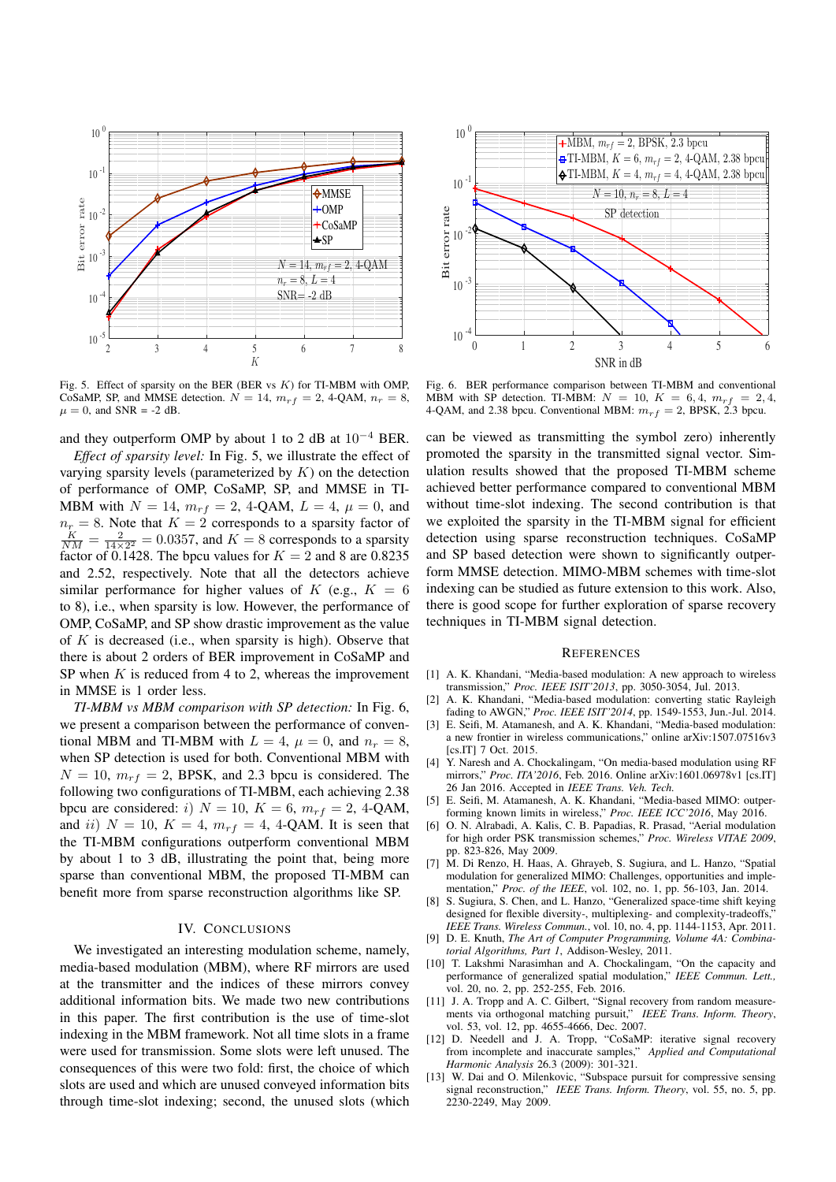10^0

10^-1

10^-2

10^-3

10^-4

10^-5

Bit error rate

2 3 4 5 6 7 8

K

MMSE
OMP
CoSaMP
SP

$N=14$, $m_{rf}=2$, 4-QAM
$n_r=8$, $L=4$
SNR= -2 dB

Fig. 5. Effect of sparsity on the BER (BER vs $K$) for TI-MBM with OMP, CoSaMP, SP, and MMSE detection. $N = 14$, $m_{rf} = 2$, 4-QAM, $n_r = 8$, $\mu = 0$, and SNR = -2 dB.

10^0

10^-1

10^-2

10^-3

10^-4

Bit error rate

0 1 2 3 4 5 6

SNR in dB

MBM, $m_{rf}=2$, BPSK, 2.3 bpcu
TI-MBM, $K=6$, $m_{rf}=2$, 4-QAM, 2.38 bpcu
TI-MBM, $K=4$, $m_{rf}=4$, 4-QAM, 2.38 bpcu

$N=10$, $n_r=8$, $L=4$
SP detection

Fig. 6. BER performance comparison between TI-MBM and conventional MBM with SP detection. TI-MBM: $N = 10$, $K = 6, 4$, $m_{rf} = 2, 4$, 4-QAM, and 2.38 bpcu. Conventional MBM: $m_{rf} = 2$, BPSK, 2.3 bpcu.

and they outperform OMP by about 1 to 2 dB at $10^{-4}$ BER.

*Effect of sparsity level:* In Fig. 5, we illustrate the effect of varying sparsity levels (parameterized by $K$) on the detection of performance of OMP, CoSaMP, SP, and MMSE in TI-MBM with $N = 14$, $m_{rf} = 2$, 4-QAM, $L = 4$, $\mu = 0$, and $n_r = 8$. Note that $K = 2$ corresponds to a sparsity factor of $\frac{K}{NM} = \frac{2}{14 \times 2^2} = 0.0357$, and $K = 8$ corresponds to a sparsity factor of 0.1428. The bpcu values for $K = 2$ and 8 are 0.8235 and 2.52, respectively. Note that all the detectors achieve similar performance for higher values of $K$ (e.g., $K = 6$ to 8), i.e., when sparsity is low. However, the performance of OMP, CoSaMP, and SP show drastic improvement as the value of $K$ is decreased (i.e., when sparsity is high). Observe that there is about 2 orders of BER improvement in CoSaMP and SP when $K$ is reduced from 4 to 2, whereas the improvement in MMSE is 1 order less.

*TI-MBM vs MBM comparison with SP detection:* In Fig. 6, we present a comparison between the performance of conventional MBM and TI-MBM with $L = 4$, $\mu = 0$, and $n_r = 8$, when SP detection is used for both. Conventional MBM with $N = 10$, $m_{rf} = 2$, BPSK, and 2.3 bpcu is considered. The following two configurations of TI-MBM, each achieving 2.38 bpcu are considered: $i)$ $N = 10$, $K = 6$, $m_{rf} = 2$, 4-QAM, and $ii)$ $N = 10$, $K = 4$, $m_{rf} = 4$, 4-QAM. It is seen that the TI-MBM configurations outperform conventional MBM by about 1 to 3 dB, illustrating the point that, being more sparse than conventional MBM, the proposed TI-MBM can benefit more from sparse reconstruction algorithms like SP.

## IV. Conclusions

We investigated an interesting modulation scheme, namely, media-based modulation (MBM), where RF mirrors are used at the transmitter and the indices of these mirrors convey additional information bits. We made two new contributions in this paper. The first contribution is the use of time-slot indexing in the MBM framework. Not all time slots in a frame were used for transmission. Some slots were left unused. The consequences of this were two fold: first, the choice of which slots are used and which are unused conveyed information bits through time-slot indexing; second, the unused slots (which can be viewed as transmitting the symbol zero) inherently promoted the sparsity in the transmitted signal vector. Simulation results showed that the proposed TI-MBM scheme achieved better performance compared to conventional MBM without time-slot indexing. The second contribution is that we exploited the sparsity in the TI-MBM signal for efficient detection using sparse reconstruction techniques. CoSaMP and SP based detection were shown to significantly outperform MMSE detection. MIMO-MBM schemes with time-slot indexing can be studied as future extension to this work. Also, there is good scope for further exploration of sparse recovery techniques in TI-MBM signal detection.

## References

[1] A. K. Khandani, "Media-based modulation: A new approach to wireless transmission," *Proc. IEEE ISIT'2013*, pp. 3050-3054, Jul. 2013.

[2] A. K. Khandani, "Media-based modulation: converting static Rayleigh fading to AWGN," *Proc. IEEE ISIT'2014*, pp. 1549-1553, Jun.-Jul. 2014.

[3] E. Seifi, M. Atamanesh, and A. K. Khandani, "Media-based modulation: a new frontier in wireless communications," online arXiv:1507.07516v3 [cs.IT] 7 Oct. 2015.

[4] Y. Naresh and A. Chockalingam, "On media-based modulation using RF mirrors," *Proc. ITA'2016*, Feb. 2016. Online arXiv:1601.06978v1 [cs.IT] 26 Jan 2016. Accepted in *IEEE Trans. Veh. Tech.*

[5] E. Seifi, M. Atamanesh, A. K. Khandani, "Media-based MIMO: outperforming known limits in wireless," *Proc. IEEE ICC'2016*, May 2016.

[6] O. N. Alrabadi, A. Kalis, C. B. Papadias, R. Prasad, "Aerial modulation for high order PSK transmission schemes," *Proc. Wireless VITAE 2009*, pp. 823-826, May 2009.

[7] M. Di Renzo, H. Haas, A. Ghrayeb, S. Sugiura, and L. Hanzo, "Spatial modulation for generalized MIMO: Challenges, opportunities and implementation," *Proc. of the IEEE*, vol. 102, no. 1, pp. 56-103, Jan. 2014.

[8] S. Sugiura, S. Chen, and L. Hanzo, "Generalized space-time shift keying designed for flexible diversity-, multiplexing- and complexity-tradeoffs," *IEEE Trans. Wireless Commun.*, vol. 10, no. 4, pp. 1144-1153, Apr. 2011.

[9] D. E. Knuth, *The Art of Computer Programming, Volume 4A: Combinatorial Algorithms, Part 1*, Addison-Wesley, 2011.

[10] T. Lakshmi Narasimhan and A. Chockalingam, "On the capacity and performance of generalized spatial modulation," *IEEE Commun. Lett.*, vol. 20, no. 2, pp. 252-255, Feb. 2016.

[11] J. A. Tropp and A. C. Gilbert, "Signal recovery from random measurements via orthogonal matching pursuit," *IEEE Trans. Inform. Theory*, vol. 53, vol. 12, pp. 4655-4666, Dec. 2007.

[12] D. Needell and J. A. Tropp, "CoSaMP: iterative signal recovery from incomplete and inaccurate samples," *Applied and Computational Harmonic Analysis* 26.3 (2009): 301-321.

[13] W. Dai and O. Milenkovic, "Subspace pursuit for compressive sensing signal reconstruction," *IEEE Trans. Inform. Theory*, vol. 55, no. 5, pp. 2230-2249, May 2009.